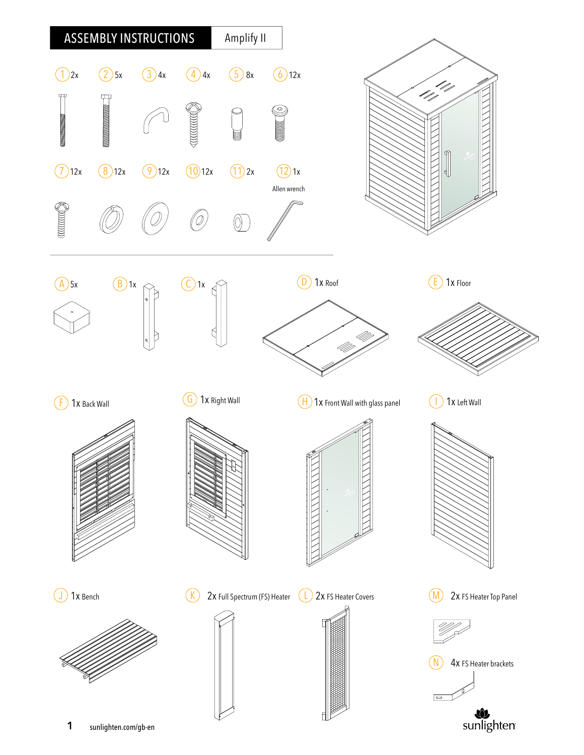# ASSEMBLY INSTRUCTIONS | Amplify II

1 2x

2 5x

3 4x

4 4x

5 8x

6 12x

7 12x

8 12x

9 12x

10 12x

11 2x

12 1x Allen wrench

A 5x

B 1x

C 1x

D 1x Roof

E 1x Floor

F 1x Back Wall

G 1x Right Wall

H 1x Front Wall with glass panel

I 1x Left Wall

J 1x Bench

K 2x Full Spectrum (FS) Heater

L 2x FS Heater Covers

M 2x FS Heater Top Panel

N 4x FS Heater brackets

sunlighten.com/gb-en

sunlighten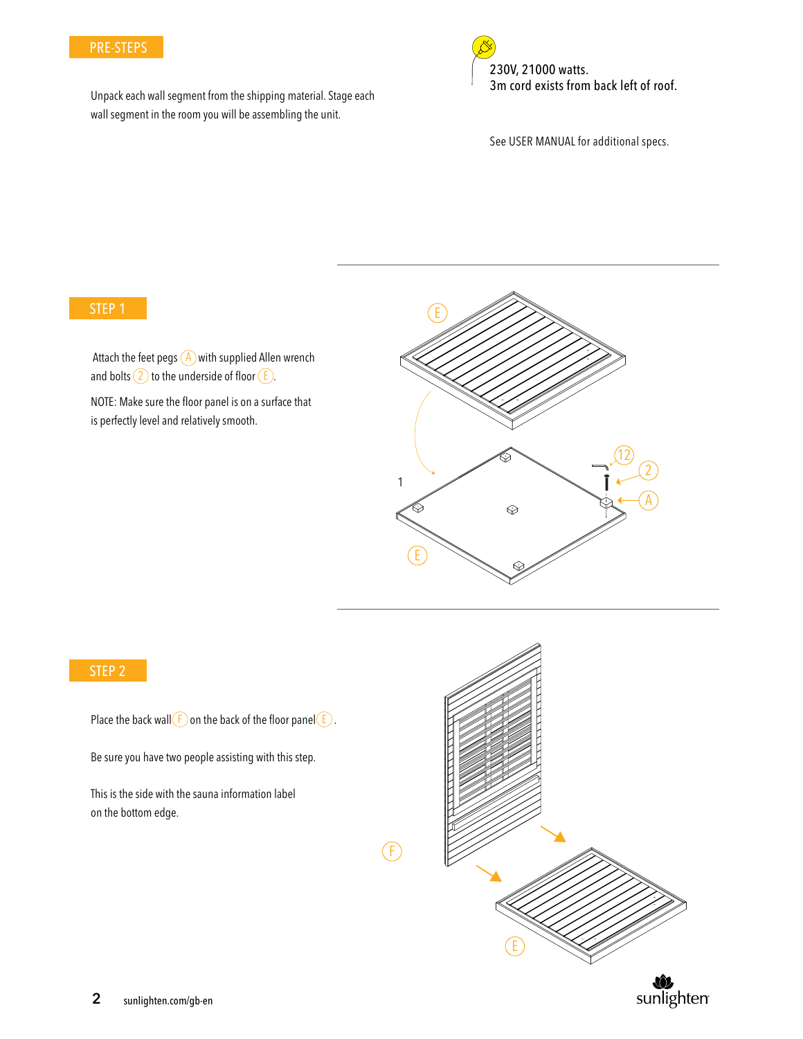## PRE-STEPS

Unpack each wall segment from the shipping material. Stage each wall segment in the room you will be assembling the unit.

230V, 21000 watts.
3m cord exists from back left of roof.

See USER MANUAL for additional specs.

## STEP 1

Attach the feet pegs (A) with supplied Allen wrench and bolts (2) to the underside of floor (E).

NOTE: Make sure the floor panel is on a surface that is perfectly level and relatively smooth.

## STEP 2

Place the back wall (F) on the back of the floor panel (E).

Be sure you have two people assisting with this step.

This is the side with the sauna information label on the bottom edge.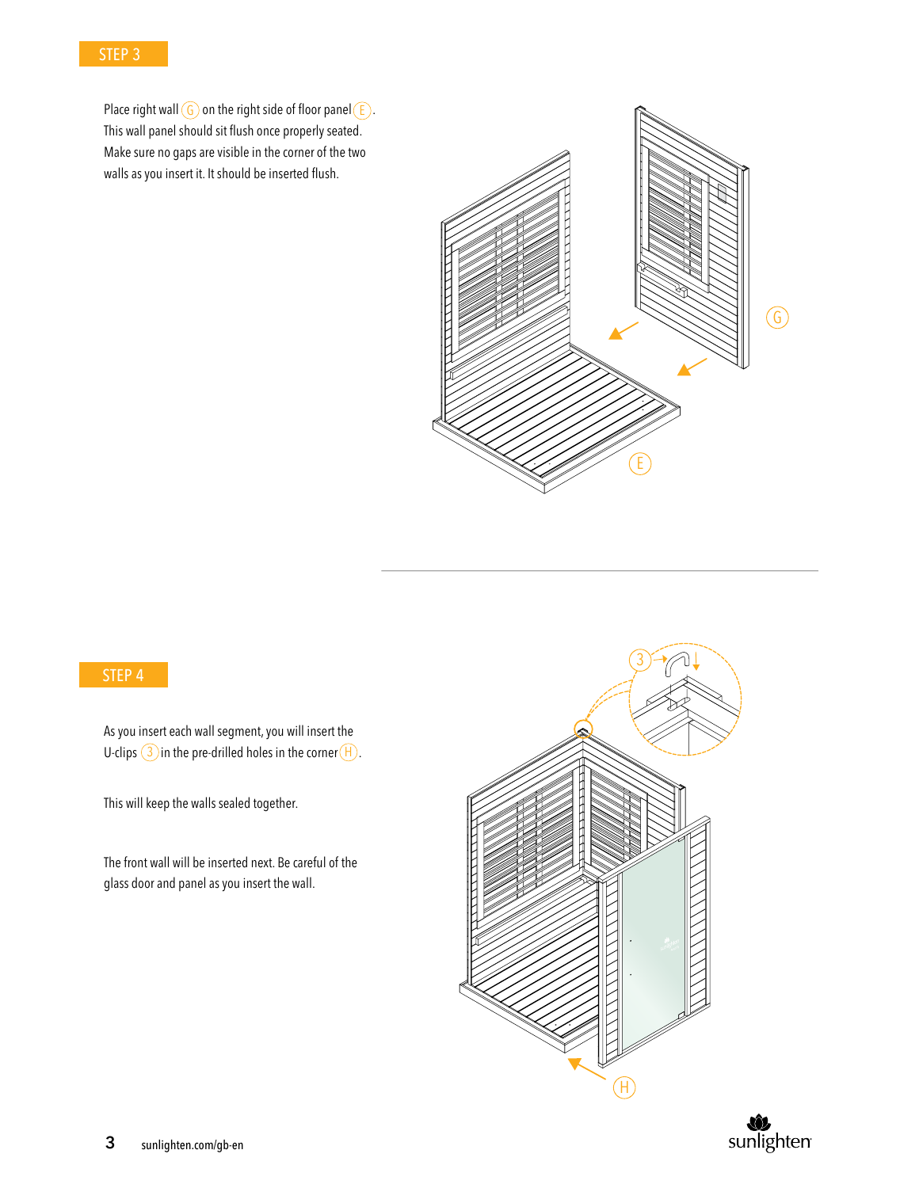## STEP 3

Place right wall (G) on the right side of floor panel (E). This wall panel should sit flush once properly seated. Make sure no gaps are visible in the corner of the two walls as you insert it. It should be inserted flush.

## STEP 4

As you insert each wall segment, you will insert the U-clips (3) in the pre-drilled holes in the corner (H).

This will keep the walls sealed together.

The front wall will be inserted next. Be careful of the glass door and panel as you insert the wall.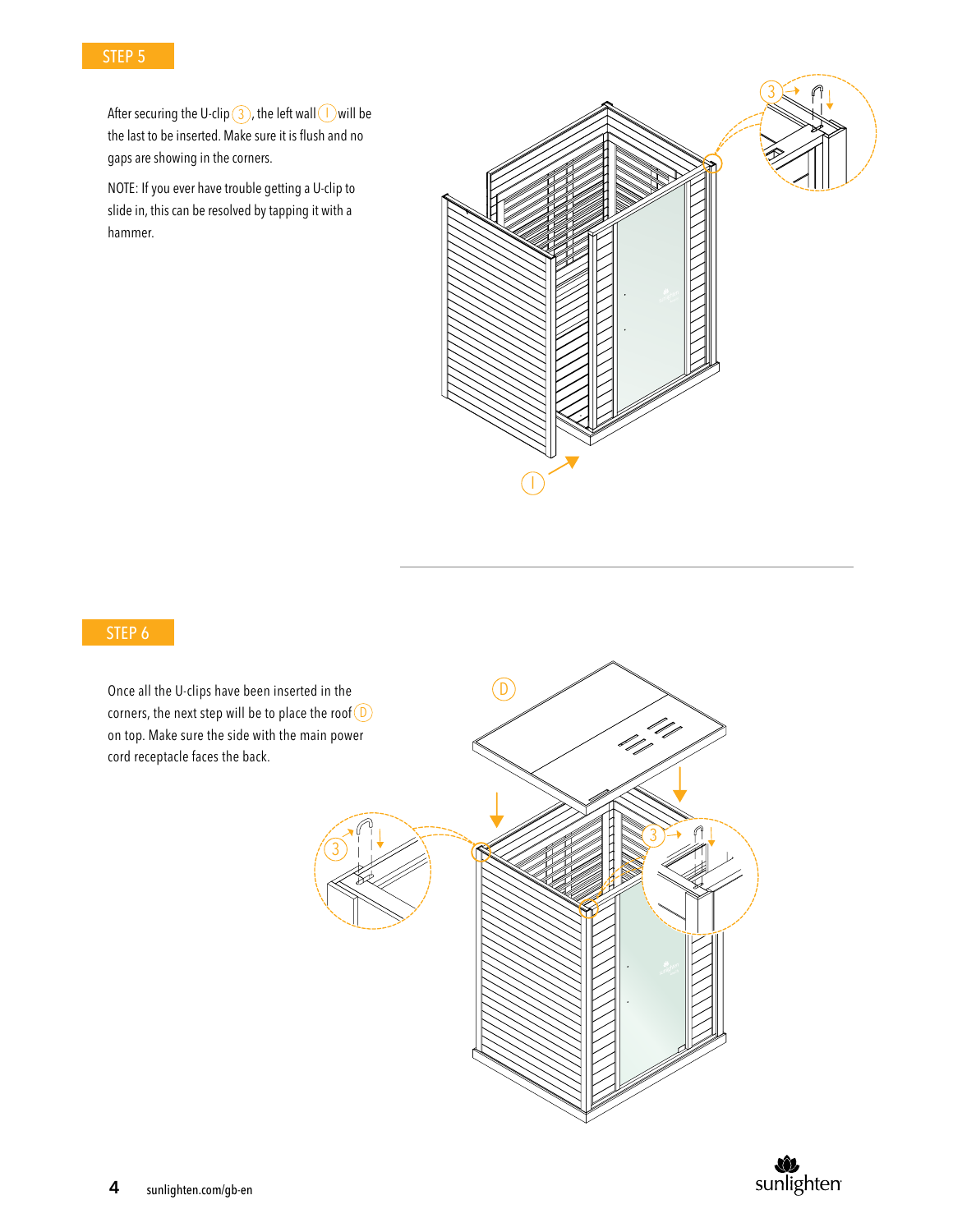## STEP 5

After securing the U-clip (3), the left wall (I) will be the last to be inserted. Make sure it is flush and no gaps are showing in the corners.

NOTE: If you ever have trouble getting a U-clip to slide in, this can be resolved by tapping it with a hammer.

## STEP 6

Once all the U-clips have been inserted in the corners, the next step will be to place the roof (D) on top. Make sure the side with the main power cord receptacle faces the back.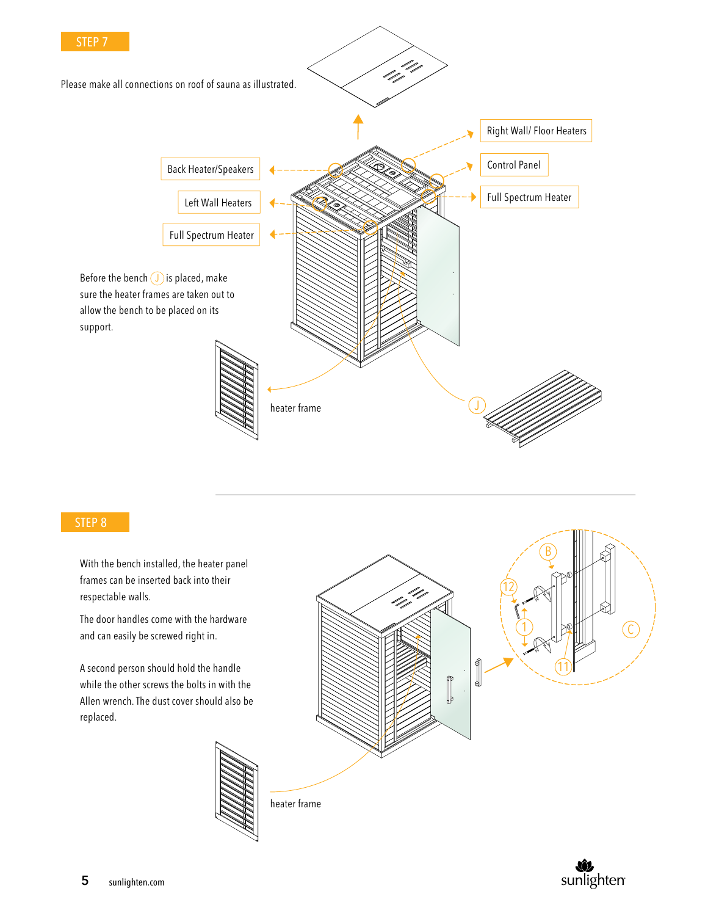## STEP 7

Please make all connections on roof of sauna as illustrated.

Back Heater/Speakers

Left Wall Heaters

Full Spectrum Heater

Right Wall/ Floor Heaters

Control Panel

Full Spectrum Heater

Before the bench (J) is placed, make sure the heater frames are taken out to allow the bench to be placed on its support.

heater frame

J

## STEP 8

With the bench installed, the heater panel frames can be inserted back into their respectable walls.

The door handles come with the hardware and can easily be screwed right in.

A second person should hold the handle while the other screws the bolts in with the Allen wrench. The dust cover should also be replaced.

B

12

1

11

C

heater frame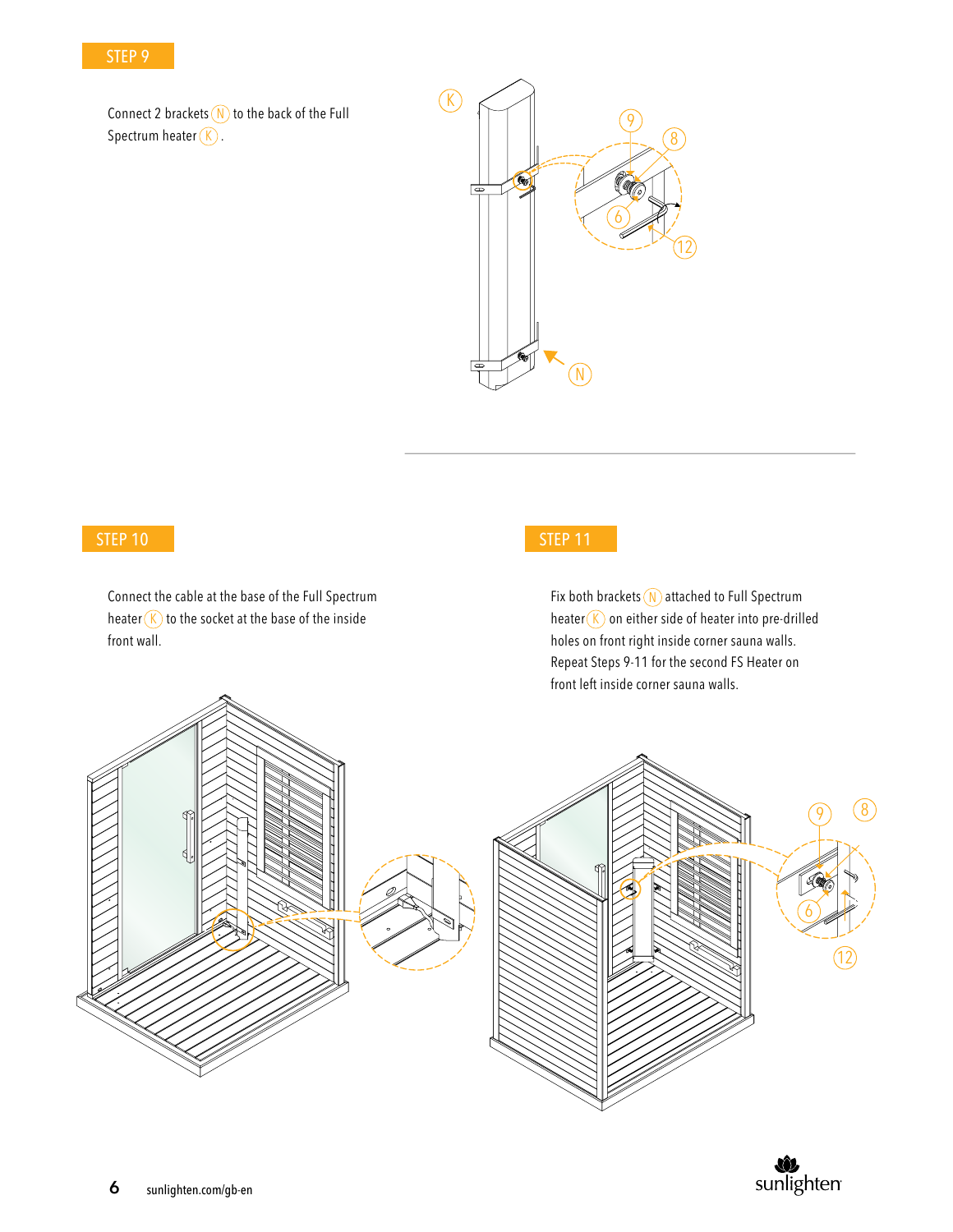## STEP 9

Connect 2 brackets (N) to the back of the Full Spectrum heater (K).

## STEP 10

Connect the cable at the base of the Full Spectrum heater (K) to the socket at the base of the inside front wall.

## STEP 11

Fix both brackets (N) attached to Full Spectrum heater (K) on either side of heater into pre-drilled holes on front right inside corner sauna walls. Repeat Steps 9-11 for the second FS Heater on front left inside corner sauna walls.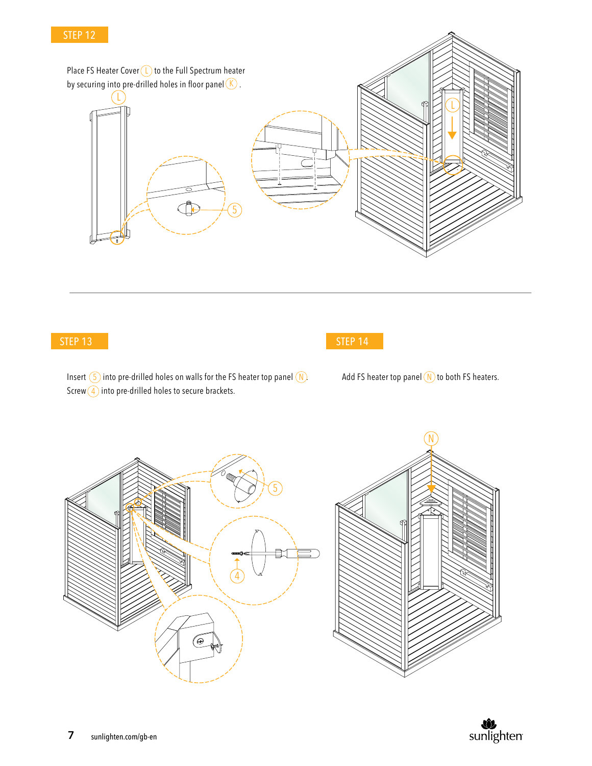## STEP 12

Place FS Heater Cover (L) to the Full Spectrum heater by securing into pre-drilled holes in floor panel (K) .

## STEP 13

Insert (5) into pre-drilled holes on walls for the FS heater top panel (N). Screw (4) into pre-drilled holes to secure brackets.

## STEP 14

Add FS heater top panel (N) to both FS heaters.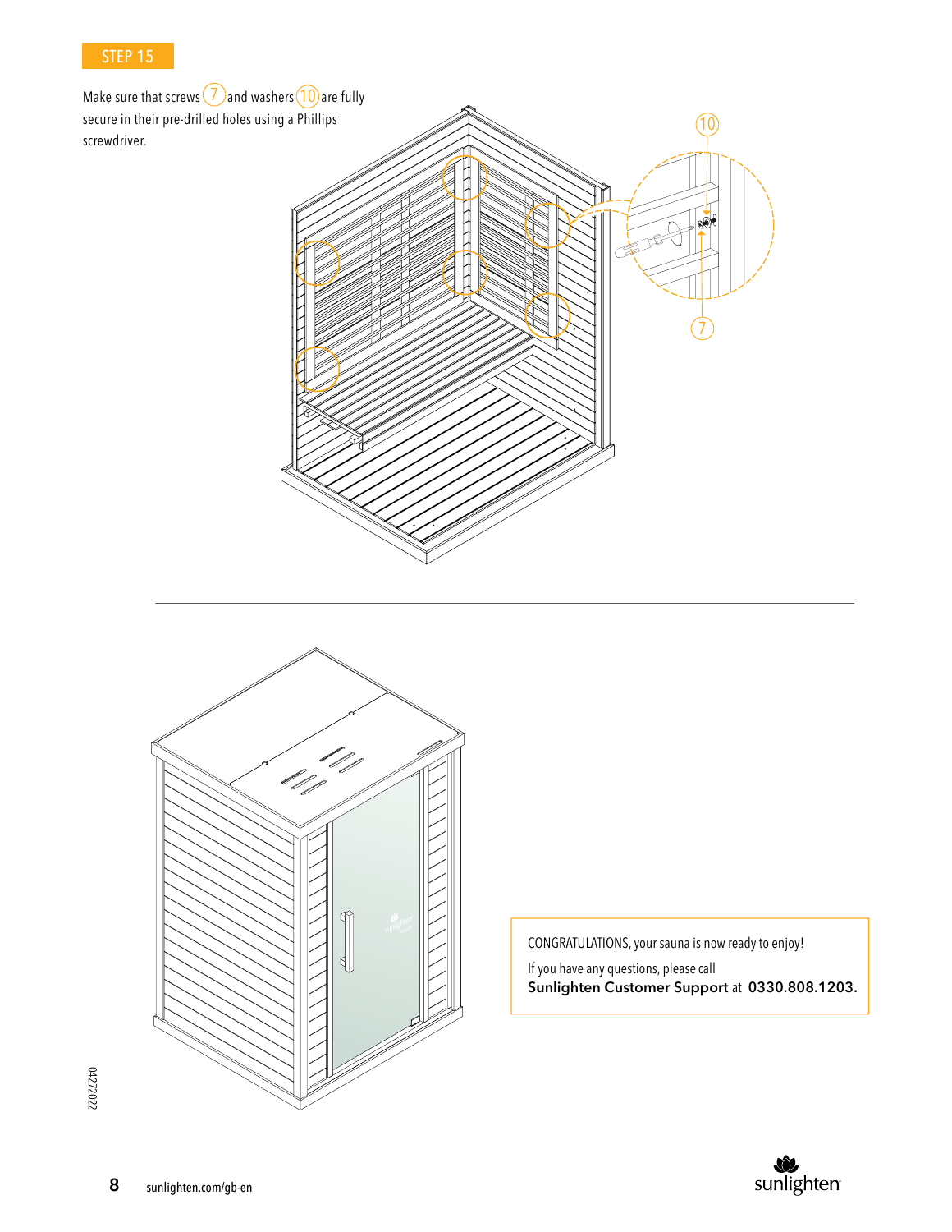## STEP 15

Make sure that screws (7) and washers (10) are fully secure in their pre-drilled holes using a Phillips screwdriver.

CONGRATULATIONS, your sauna is now ready to enjoy!

If you have any questions, please call **Sunlighten Customer Support** at **0330.808.1203.**

04272022